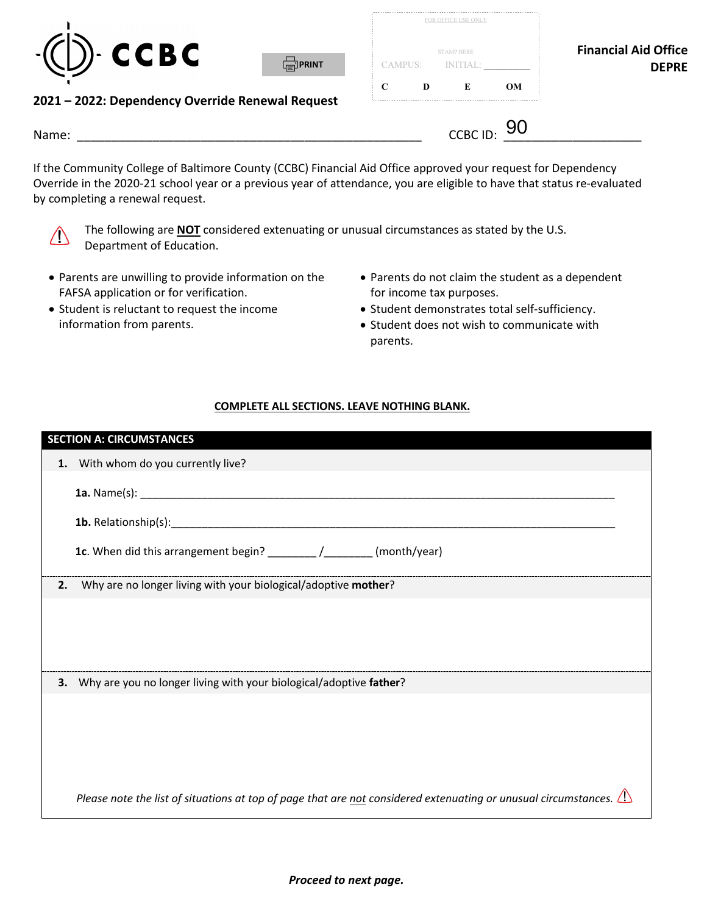CCBC

PRINT

| FOR OFFICE USE ONLY | | | |
|---|---|---|---|
| STAMP HERE | | | |
| CAMPUS: | INITIAL: ________ | | |
| C | D | E | OM |

**Financial Aid Office**
**DEPRE**

**2021 – 2022: Dependency Override Renewal Request**

Name: ____________________________________________________ CCBC ID: 90___________________

If the Community College of Baltimore County (CCBC) Financial Aid Office approved your request for Dependency Override in the 2020-21 school year or a previous year of attendance, you are eligible to have that status re-evaluated by completing a renewal request.

⚠ The following are **NOT** considered extenuating or unusual circumstances as stated by the U.S. Department of Education.

- Parents are unwilling to provide information on the FAFSA application or for verification.
- Student is reluctant to request the income information from parents.
- Parents do not claim the student as a dependent for income tax purposes.
- Student demonstrates total self-sufficiency.
- Student does not wish to communicate with parents.

**COMPLETE ALL SECTIONS. LEAVE NOTHING BLANK.**

**SECTION A: CIRCUMSTANCES**

1. With whom do you currently live?

   **1a.** Name(s): ____________________________________________________________________________

   **1b.** Relationship(s):______________________________________________________________________

   **1c**. When did this arrangement begin? ________ /________ (month/year)

2. Why are no longer living with your biological/adoptive **mother**?

3. Why are you no longer living with your biological/adoptive **father**?

*Please note the list of situations at top of page that are not considered extenuating or unusual circumstances.* ⚠

***Proceed to next page.***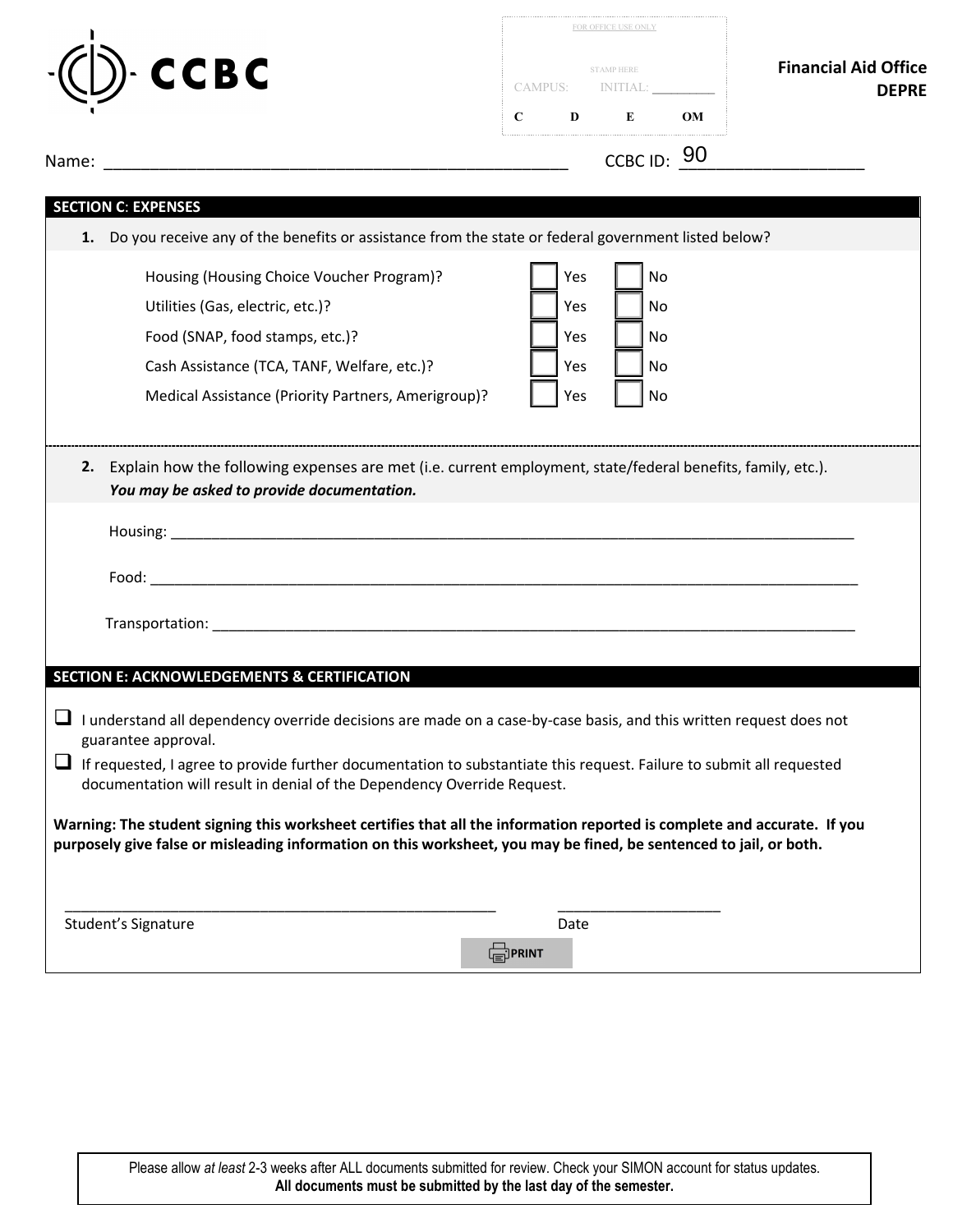CCBC

FOR OFFICE USE ONLY

STAMP HERE

CAMPUS: INITIAL: _________

C D E OM

**Financial Aid Office**
**DEPRE**

Name: ________________________________________________ CCBC ID: 90__________________

## SECTION C: EXPENSES

**1.** Do you receive any of the benefits or assistance from the state or federal government listed below?

| | | |
|---|---|---|
| Housing (Housing Choice Voucher Program)? | ☐ Yes | ☐ No |
| Utilities (Gas, electric, etc.)? | ☐ Yes | ☐ No |
| Food (SNAP, food stamps, etc.)? | ☐ Yes | ☐ No |
| Cash Assistance (TCA, TANF, Welfare, etc.)? | ☐ Yes | ☐ No |
| Medical Assistance (Priority Partners, Amerigroup)? | ☐ Yes | ☐ No |

**2.** Explain how the following expenses are met (i.e. current employment, state/federal benefits, family, etc.).
***You may be asked to provide documentation.***

Housing: ________________________________________________________________________________

Food: ___________________________________________________________________________________

Transportation: __________________________________________________________________________

## SECTION E: ACKNOWLEDGEMENTS & CERTIFICATION

- ☐ I understand all dependency override decisions are made on a case-by-case basis, and this written request does not guarantee approval.
- ☐ If requested, I agree to provide further documentation to substantiate this request. Failure to submit all requested documentation will result in denial of the Dependency Override Request.

**Warning: The student signing this worksheet certifies that all the information reported is complete and accurate. If you purposely give false or misleading information on this worksheet, you may be fined, be sentenced to jail, or both.**

_______________________________________________ ____________________
Student's Signature Date

PRINT

Please allow *at least* 2-3 weeks after ALL documents submitted for review. Check your SIMON account for status updates.
**All documents must be submitted by the last day of the semester.**